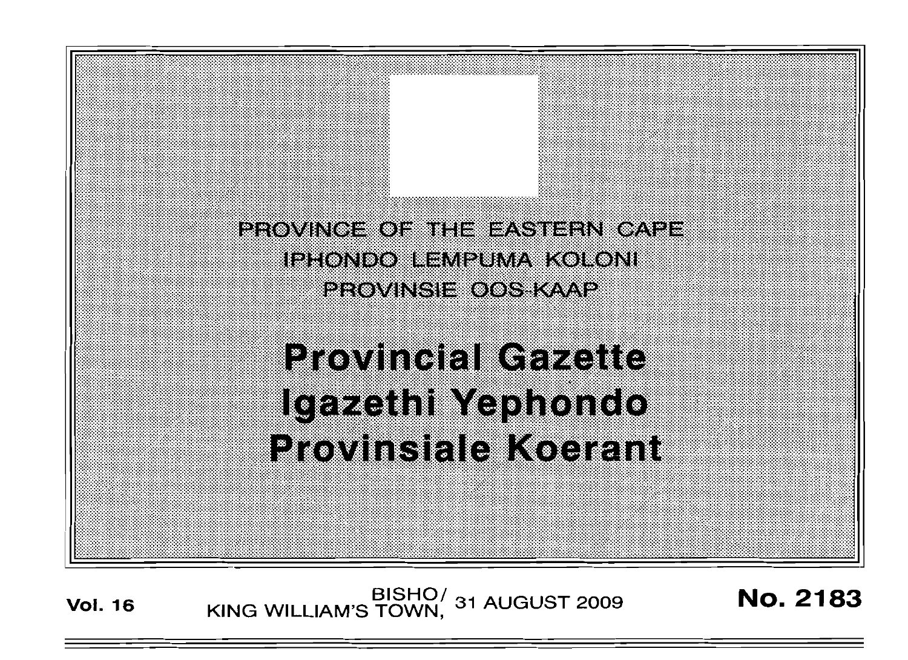PROVINCE OF THE EASTERN CAPE

IPHONDO LEMPUMA KOLONI

PROVINSIE OOS-KAAP

# Provincial Gazette

# Igazethi Yephondo

# Provinsiale Koerant

**Vol. 16** BISHO/ KING WILLIAM'S TOWN, 31 AUGUST 2009 **No. 2183**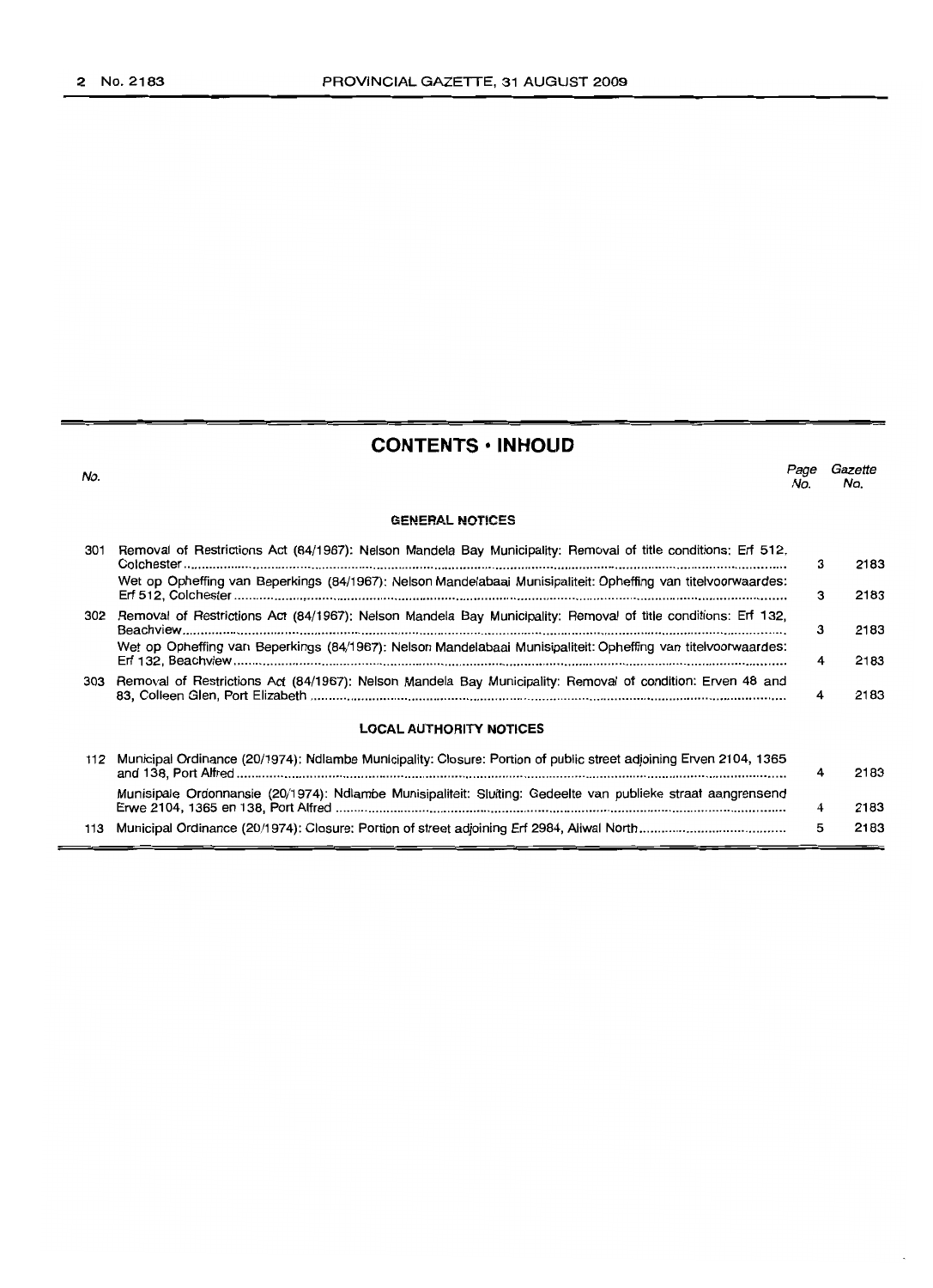## CONTENTS • INHOUD

| No. | | Page No. | Gazette No. |
|---|---|---|---|
| | **GENERAL NOTICES** | | |
| 301 | Removal of Restrictions Act (84/1967): Nelson Mandela Bay Municipality: Removal of title conditions: Erf 512, Colchester | 3 | 2183 |
| | Wet op Opheffing van Beperkings (84/1967): Nelson Mandelabaai Munisipaliteit: Opheffing van titelvoorwaardes: Erf 512, Colchester | 3 | 2183 |
| 302 | Removal of Restrictions Act (84/1967): Nelson Mandela Bay Municipality: Removal of title conditions: Erf 132, Beachview | 3 | 2183 |
| | Wet op Opheffing van Beperkings (84/1967): Nelson Mandelabaai Munisipaliteit: Opheffing van titelvoorwaardes: Erf 132, Beachview | 4 | 2183 |
| 303 | Removal of Restrictions Act (84/1967): Nelson Mandela Bay Municipality: Removal of condition: Erven 48 and 83, Colleen Glen, Port Elizabeth | 4 | 2183 |
| | **LOCAL AUTHORITY NOTICES** | | |
| 112 | Municipal Ordinance (20/1974): Ndlambe Municipality: Closure: Portion of public street adjoining Erven 2104, 1365 and 138, Port Alfred | 4 | 2183 |
| | Munisipale Ordonnansie (20/1974): Ndlambe Munisipaliteit: Sluiting: Gedeelte van publieke straat aangrensend Erwe 2104, 1365 en 138, Port Alfred | 4 | 2183 |
| 113 | Municipal Ordinance (20/1974): Closure: Portion of street adjoining Erf 2984, Aliwal North | 5 | 2183 |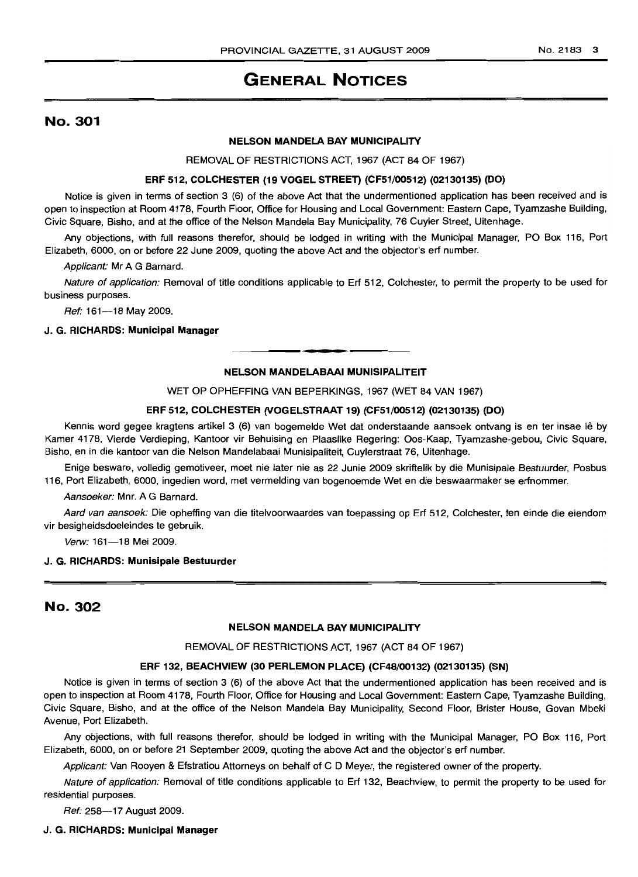# GENERAL NOTICES

## No. 301

### NELSON MANDELA BAY MUNICIPALITY

REMOVAL OF RESTRICTIONS ACT, 1967 (ACT 84 OF 1967)

**ERF 512, COLCHESTER (19 VOGEL STREET) (CF51/00512) (02130135) (DO)**

Notice is given in terms of section 3 (6) of the above Act that the undermentioned application has been received and is open to inspection at Room 4178, Fourth Floor, Office for Housing and Local Government: Eastern Cape, Tyamzashe Building, Civic Square, Bisho, and at the office of the Nelson Mandela Bay Municipality, 76 Cuyler Street, Uitenhage.

Any objections, with full reasons therefor, should be lodged in writing with the Municipal Manager, PO Box 116, Port Elizabeth, 6000, on or before 22 June 2009, quoting the above Act and the objector's erf number.

*Applicant:* Mr A G Barnard.

*Nature of application:* Removal of title conditions applicable to Erf 512, Colchester, to permit the property to be used for business purposes.

*Ref:* 161—18 May 2009.

**J. G. RICHARDS: Municipal Manager**

---

### NELSON MANDELABAAI MUNISIPALITEIT

WET OP OPHEFFING VAN BEPERKINGS, 1967 (WET 84 VAN 1967)

**ERF 512, COLCHESTER (VOGELSTRAAT 19) (CF51/00512) (02130135) (DO)**

Kennis word gegee kragtens artikel 3 (6) van bogemelde Wet dat onderstaande aansoek ontvang is en ter insae lê by Kamer 4178, Vierde Verdieping, Kantoor vir Behuising en Plaaslike Regering: Oos-Kaap, Tyamzashe-gebou, Civic Square, Bisho, en in die kantoor van die Nelson Mandelabaai Munisipaliteit, Cuylerstraat 76, Uitenhage.

Enige besware, volledig gemotiveer, moet nie later nie as 22 Junie 2009 skriftelik by die Munisipale Bestuurder, Posbus 116, Port Elizabeth, 6000, ingedien word, met vermelding van bogenoemde Wet en die beswaarmaker se erfnommer.

*Aansoeker:* Mnr. A G Barnard.

*Aard van aansoek:* Die opheffing van die titelvoorwaardes van toepassing op Erf 512, Colchester, ten einde die eiendom vir besigheidsdoeleindes te gebruik.

*Verw:* 161—18 Mei 2009.

**J. G. RICHARDS: Munisipale Bestuurder**

---

## No. 302

### NELSON MANDELA BAY MUNICIPALITY

REMOVAL OF RESTRICTIONS ACT, 1967 (ACT 84 OF 1967)

**ERF 132, BEACHVIEW (30 PERLEMON PLACE) (CF48/00132) (02130135) (SN)**

Notice is given in terms of section 3 (6) of the above Act that the undermentioned application has been received and is open to inspection at Room 4178, Fourth Floor, Office for Housing and Local Government: Eastern Cape, Tyamzashe Building, Civic Square, Bisho, and at the office of the Nelson Mandela Bay Municipality, Second Floor, Brister House, Govan Mbeki Avenue, Port Elizabeth.

Any objections, with full reasons therefor, should be lodged in writing with the Municipal Manager, PO Box 116, Port Elizabeth, 6000, on or before 21 September 2009, quoting the above Act and the objector's erf number.

*Applicant:* Van Rooyen & Efstratiou Attorneys on behalf of C D Meyer, the registered owner of the property.

*Nature of application:* Removal of title conditions applicable to Erf 132, Beachview, to permit the property to be used for residential purposes.

*Ref:* 258—17 August 2009.

**J. G. RICHARDS: Municipal Manager**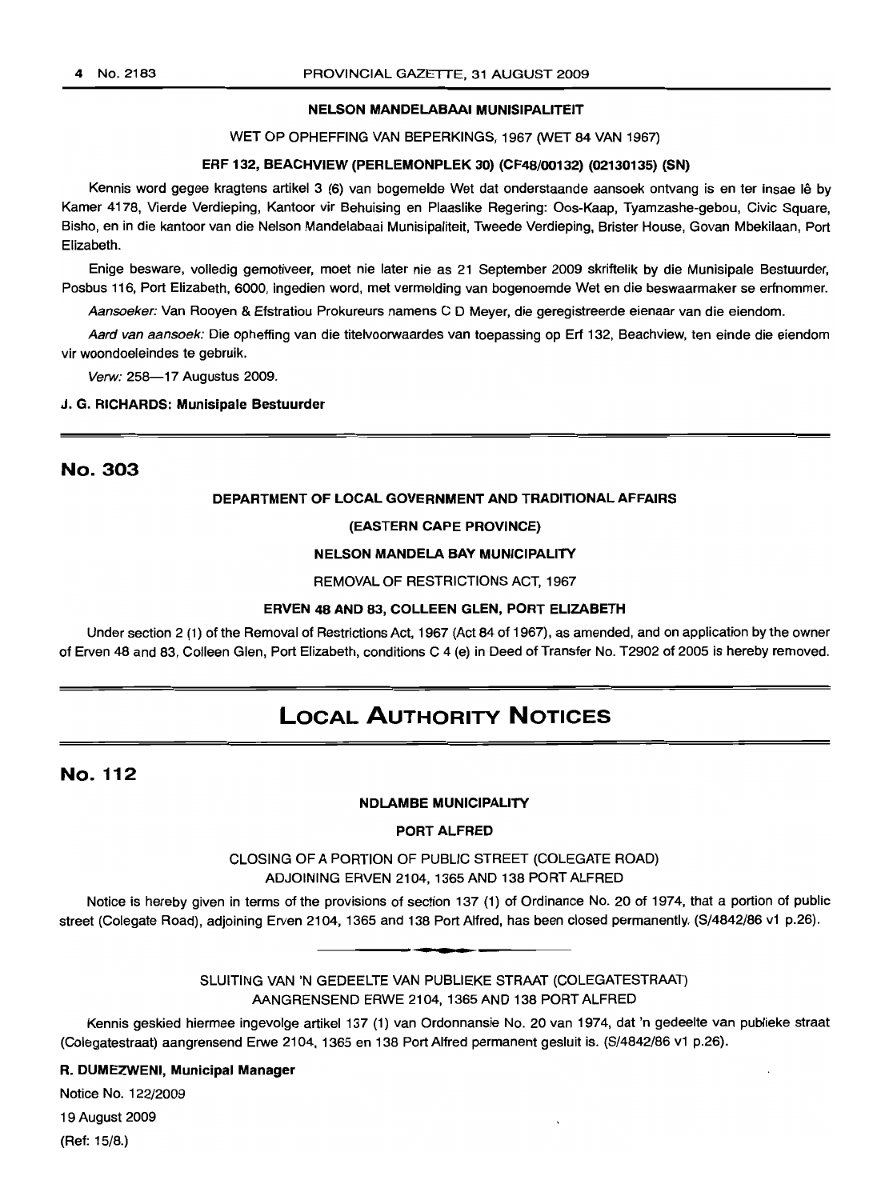**NELSON MANDELABAAI MUNISIPALITEIT**

WET OP OPHEFFING VAN BEPERKINGS, 1967 (WET 84 VAN 1967)

**ERF 132, BEACHVIEW (PERLEMONPLEK 30) (CF48/00132) (02130135) (SN)**

Kennis word gegee kragtens artikel 3 (6) van bogemelde Wet dat onderstaande aansoek ontvang is en ter insae lê by Kamer 4178, Vierde Verdieping, Kantoor vir Behuising en Plaaslike Regering: Oos-Kaap, Tyamzashe-gebou, Civic Square, Bisho, en in die kantoor van die Nelson Mandelabaai Munisipaliteit, Tweede Verdieping, Brister House, Govan Mbekilaan, Port Elizabeth.

Enige besware, volledig gemotiveer, moet nie later nie as 21 September 2009 skriftelik by die Munisipale Bestuurder, Posbus 116, Port Elizabeth, 6000, ingedien word, met vermelding van bogenoemde Wet en die beswaarmaker se erfnommer.

*Aansoeker:* Van Rooyen & Efstratiou Prokureurs namens C D Meyer, die geregistreerde eienaar van die eiendom.

*Aard van aansoek:* Die opheffing van die titelvoorwaardes van toepassing op Erf 132, Beachview, ten einde die eiendom vir woondoeleindes te gebruik.

*Verw:* 258—17 Augustus 2009.

**J. G. RICHARDS: Munisipale Bestuurder**

---

## No. 303

**DEPARTMENT OF LOCAL GOVERNMENT AND TRADITIONAL AFFAIRS**

**(EASTERN CAPE PROVINCE)**

**NELSON MANDELA BAY MUNICIPALITY**

REMOVAL OF RESTRICTIONS ACT, 1967

**ERVEN 48 AND 83, COLLEEN GLEN, PORT ELIZABETH**

Under section 2 (1) of the Removal of Restrictions Act, 1967 (Act 84 of 1967), as amended, and on application by the owner of Erven 48 and 83, Colleen Glen, Port Elizabeth, conditions C 4 (e) in Deed of Transfer No. T2902 of 2005 is hereby removed.

---

# LOCAL AUTHORITY NOTICES

## No. 112

**NDLAMBE MUNICIPALITY**

**PORT ALFRED**

CLOSING OF A PORTION OF PUBLIC STREET (COLEGATE ROAD) ADJOINING ERVEN 2104, 1365 AND 138 PORT ALFRED

Notice is hereby given in terms of the provisions of section 137 (1) of Ordinance No. 20 of 1974, that a portion of public street (Colegate Road), adjoining Erven 2104, 1365 and 138 Port Alfred, has been closed permanently. (S/4842/86 v1 p.26).

---

SLUITING VAN 'N GEDEELTE VAN PUBLIEKE STRAAT (COLEGATESTRAAT) AANGRENSEND ERWE 2104, 1365 AND 138 PORT ALFRED

Kennis geskied hiermee ingevolge artikel 137 (1) van Ordonnansie No. 20 van 1974, dat 'n gedeelte van publieke straat (Colegatestraat) aangrensend Erwe 2104, 1365 en 138 Port Alfred permanent gesluit is. (S/4842/86 v1 p.26).

**R. DUMEZWENI, Municipal Manager**

Notice No. 122/2009

19 August 2009

(Ref: 15/8.)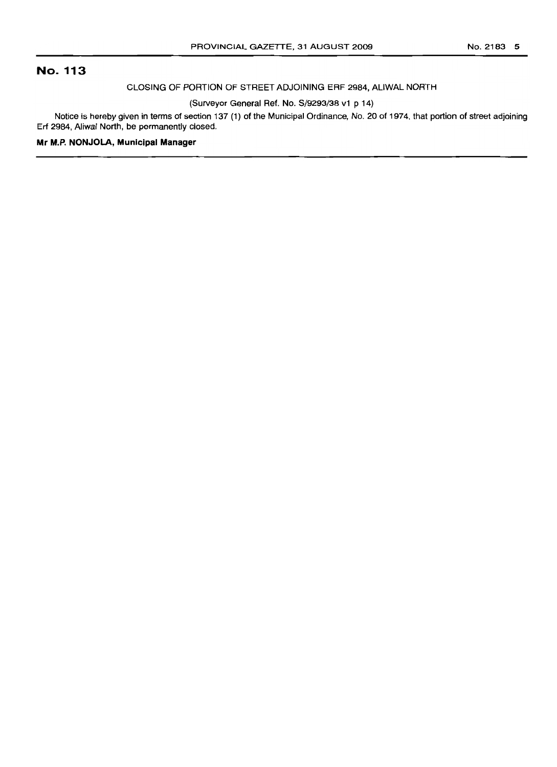## No. 113

CLOSING OF PORTION OF STREET ADJOINING ERF 2984, ALIWAL NORTH

(Surveyor General Ref. No. S/9293/38 v1 p 14)

Notice is hereby given in terms of section 137 (1) of the Municipal Ordinance, No. 20 of 1974, that portion of street adjoining Erf 2984, Aliwal North, be permanently closed.

**Mr M.P. NONJOLA, Municipal Manager**